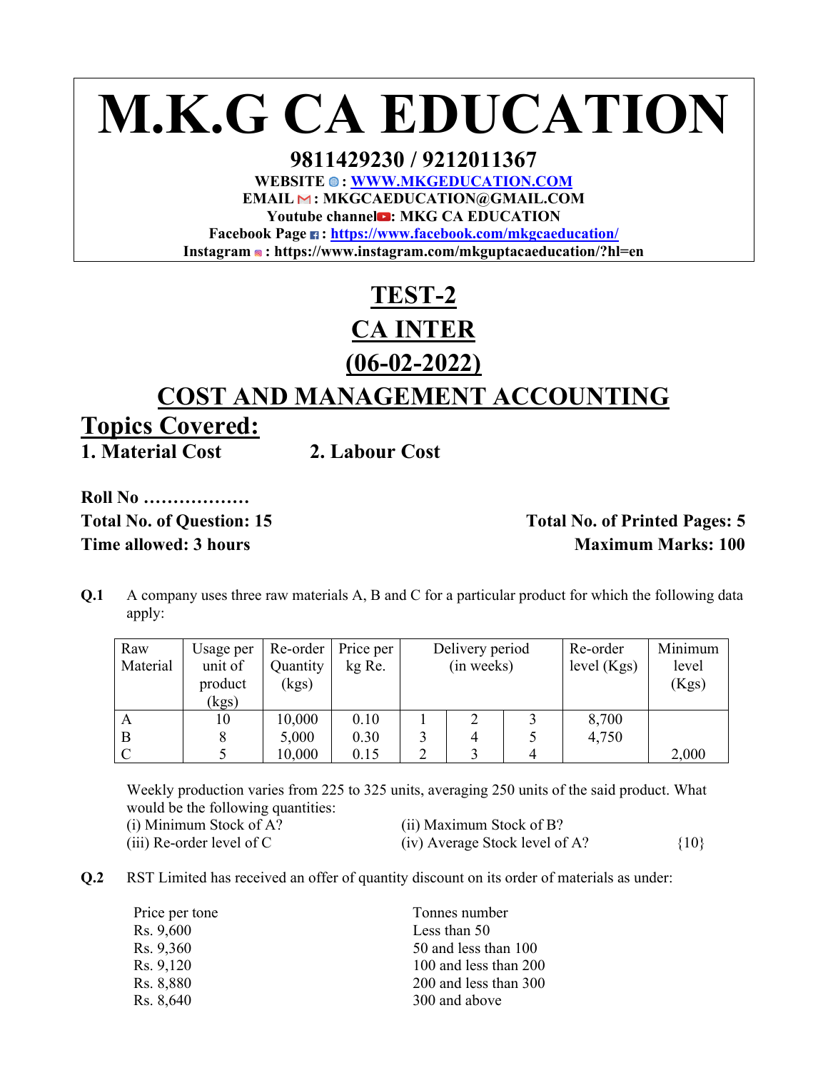# M.K.G CA EDUCATION

**9811429230 / 9212011367**

**WEBSITE : [WWW.MKGEDUCATION.COM](http://WWW.MKGEDUCATION.COM)**
**EMAIL : MKGCAEDUCATION@GMAIL.COM**
**Youtube channel: MKG CA EDUCATION**
**Facebook Page : [https://www.facebook.com/mkgcaeducation/](https://www.facebook.com/mkgcaeducation/)**
**Instagram : https://www.instagram.com/mkguptacaeducation/?hl=en**

## TEST-2

## CA INTER

## (06-02-2022)

## COST AND MANAGEMENT ACCOUNTING

## Topics Covered:

**1. Material Cost** **2. Labour Cost**

**Roll No ………………**

**Total No. of Question: 15** **Total No. of Printed Pages: 5**

**Time allowed: 3 hours** **Maximum Marks: 100**

**Q.1** A company uses three raw materials A, B and C for a particular product for which the following data apply:

| Raw Material | Usage per unit of product (kgs) | Re-order Quantity (kgs) | Price per kg Re. | Delivery period (in weeks) | | | Re-order level (Kgs) | Minimum level (Kgs) |
|---|---|---|---|---|---|---|---|---|
| A | 10 | 10,000 | 0.10 | 1 | 2 | 3 | 8,700 | |
| B | 8 | 5,000 | 0.30 | 3 | 4 | 5 | 4,750 | |
| C | 5 | 10,000 | 0.15 | 2 | 3 | 4 | | 2,000 |

Weekly production varies from 225 to 325 units, averaging 250 units of the said product. What would be the following quantities:

(i) Minimum Stock of A? (ii) Maximum Stock of B?

(iii) Re-order level of C (iv) Average Stock level of A? {10}

**Q.2** RST Limited has received an offer of quantity discount on its order of materials as under:

| Price per tone | Tonnes number |
|---|---|
| Rs. 9,600 | Less than 50 |
| Rs. 9,360 | 50 and less than 100 |
| Rs. 9,120 | 100 and less than 200 |
| Rs. 8,880 | 200 and less than 300 |
| Rs. 8,640 | 300 and above |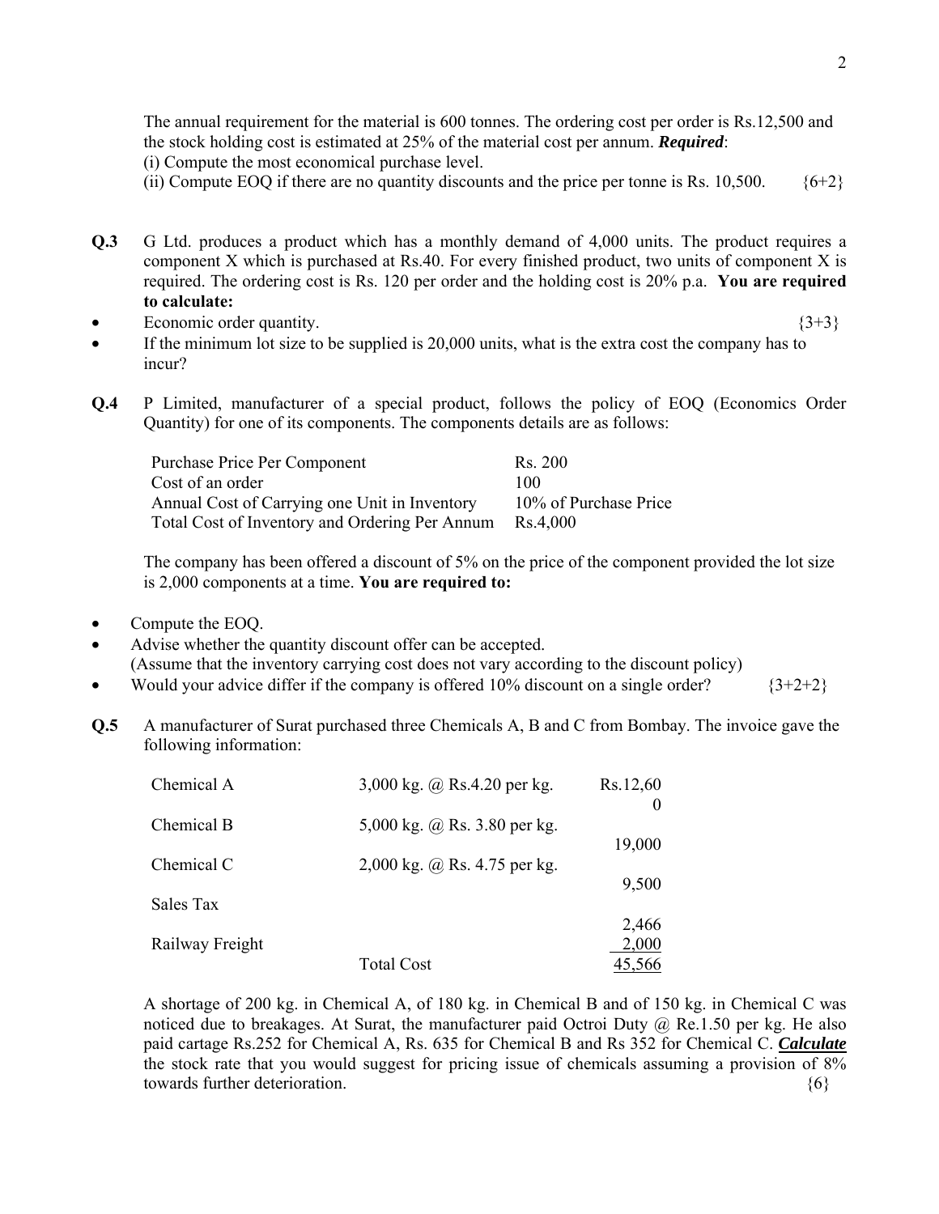The annual requirement for the material is 600 tonnes. The ordering cost per order is Rs.12,500 and the stock holding cost is estimated at 25% of the material cost per annum. ***Required***:

(i) Compute the most economical purchase level.

(ii) Compute EOQ if there are no quantity discounts and the price per tonne is Rs. 10,500. {6+2}

**Q.3** G Ltd. produces a product which has a monthly demand of 4,000 units. The product requires a component X which is purchased at Rs.40. For every finished product, two units of component X is required. The ordering cost is Rs. 120 per order and the holding cost is 20% p.a. **You are required to calculate:**

- Economic order quantity. {3+3}
- If the minimum lot size to be supplied is 20,000 units, what is the extra cost the company has to incur?

**Q.4** P Limited, manufacturer of a special product, follows the policy of EOQ (Economics Order Quantity) for one of its components. The components details are as follows:

| | |
|---|---|
| Purchase Price Per Component | Rs. 200 |
| Cost of an order | 100 |
| Annual Cost of Carrying one Unit in Inventory | 10% of Purchase Price |
| Total Cost of Inventory and Ordering Per Annum | Rs.4,000 |

The company has been offered a discount of 5% on the price of the component provided the lot size is 2,000 components at a time. **You are required to:**

- Compute the EOQ.
- Advise whether the quantity discount offer can be accepted. (Assume that the inventory carrying cost does not vary according to the discount policy)
- Would your advice differ if the company is offered 10% discount on a single order? {3+2+2}

**Q.5** A manufacturer of Surat purchased three Chemicals A, B and C from Bombay. The invoice gave the following information:

| | | |
|---|---|---|
| Chemical A | 3,000 kg. @ Rs.4.20 per kg. | Rs.12,600 |
| Chemical B | 5,000 kg. @ Rs. 3.80 per kg. | 19,000 |
| Chemical C | 2,000 kg. @ Rs. 4.75 per kg. | 9,500 |
| Sales Tax | | 2,466 |
| Railway Freight | | 2,000 |
| | Total Cost | 45,566 |

A shortage of 200 kg. in Chemical A, of 180 kg. in Chemical B and of 150 kg. in Chemical C was noticed due to breakages. At Surat, the manufacturer paid Octroi Duty @ Re.1.50 per kg. He also paid cartage Rs.252 for Chemical A, Rs. 635 for Chemical B and Rs 352 for Chemical C. ***Calculate*** the stock rate that you would suggest for pricing issue of chemicals assuming a provision of 8% towards further deterioration. {6}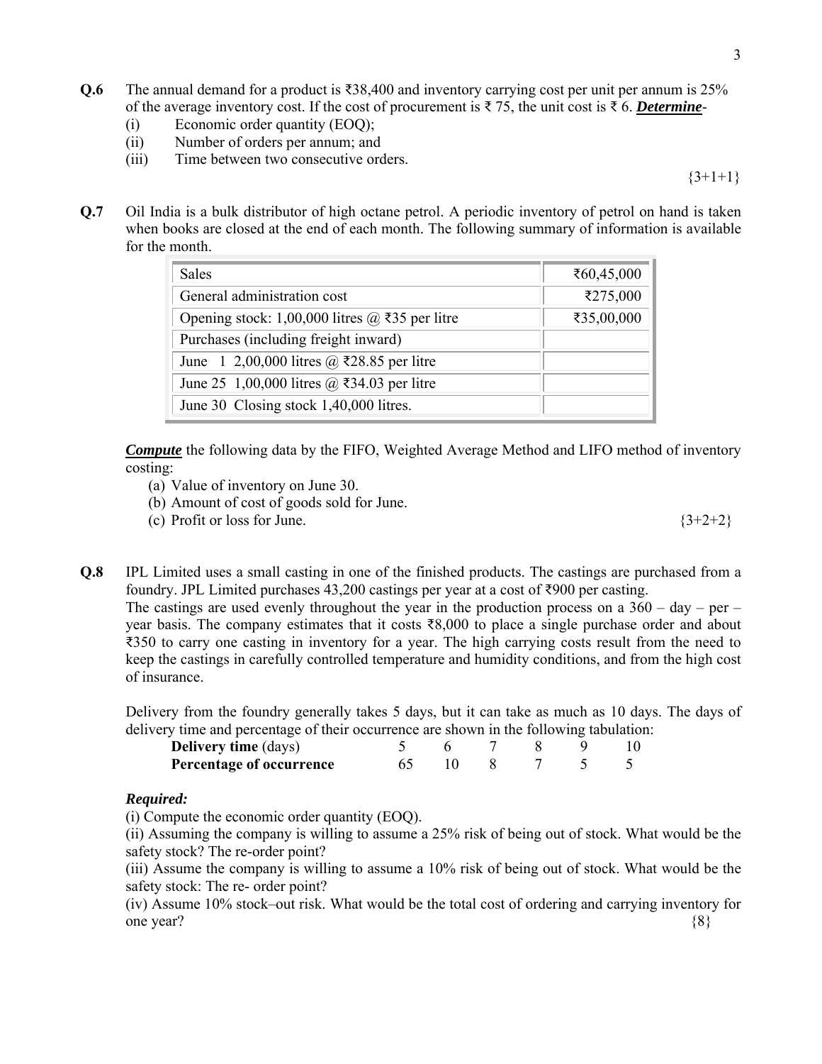**Q.6** The annual demand for a product is ₹38,400 and inventory carrying cost per unit per annum is 25% of the average inventory cost. If the cost of procurement is ₹ 75, the unit cost is ₹ 6. ***Determine***-

(i) Economic order quantity (EOQ);

(ii) Number of orders per annum; and

(iii) Time between two consecutive orders.

{3+1+1}

**Q.7** Oil India is a bulk distributor of high octane petrol. A periodic inventory of petrol on hand is taken when books are closed at the end of each month. The following summary of information is available for the month.

| | |
|---|---|
| Sales | ₹60,45,000 |
| General administration cost | ₹275,000 |
| Opening stock: 1,00,000 litres @ ₹35 per litre | ₹35,00,000 |
| Purchases (including freight inward) | |
| June 1 2,00,000 litres @ ₹28.85 per litre | |
| June 25 1,00,000 litres @ ₹34.03 per litre | |
| June 30 Closing stock 1,40,000 litres. | |

***Compute*** the following data by the FIFO, Weighted Average Method and LIFO method of inventory costing:

(a) Value of inventory on June 30.

(b) Amount of cost of goods sold for June.

(c) Profit or loss for June. {3+2+2}

**Q.8** IPL Limited uses a small casting in one of the finished products. The castings are purchased from a foundry. JPL Limited purchases 43,200 castings per year at a cost of ₹900 per casting.

The castings are used evenly throughout the year in the production process on a 360 – day – per – year basis. The company estimates that it costs ₹8,000 to place a single purchase order and about ₹350 to carry one casting in inventory for a year. The high carrying costs result from the need to keep the castings in carefully controlled temperature and humidity conditions, and from the high cost of insurance.

Delivery from the foundry generally takes 5 days, but it can take as much as 10 days. The days of delivery time and percentage of their occurrence are shown in the following tabulation:

| | | | | | | |
|---|---|---|---|---|---|---|
| **Delivery time** (days) | 5 | 6 | 7 | 8 | 9 | 10 |
| **Percentage of occurrence** | 65 | 10 | 8 | 7 | 5 | 5 |

***Required:***

(i) Compute the economic order quantity (EOQ).

(ii) Assuming the company is willing to assume a 25% risk of being out of stock. What would be the safety stock? The re-order point?

(iii) Assume the company is willing to assume a 10% risk of being out of stock. What would be the safety stock: The re- order point?

(iv) Assume 10% stock–out risk. What would be the total cost of ordering and carrying inventory for one year? {8}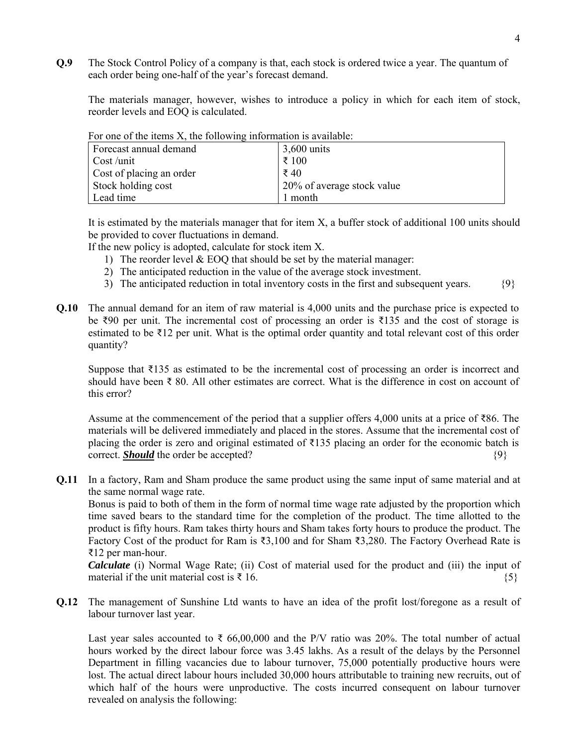**Q.9** The Stock Control Policy of a company is that, each stock is ordered twice a year. The quantum of each order being one-half of the year's forecast demand.

The materials manager, however, wishes to introduce a policy in which for each item of stock, reorder levels and EOQ is calculated.

For one of the items X, the following information is available:

| | |
|---|---|
| Forecast annual demand | 3,600 units |
| Cost /unit | ₹ 100 |
| Cost of placing an order | ₹ 40 |
| Stock holding cost | 20% of average stock value |
| Lead time | 1 month |

It is estimated by the materials manager that for item X, a buffer stock of additional 100 units should be provided to cover fluctuations in demand.

If the new policy is adopted, calculate for stock item X.

1) The reorder level & EOQ that should be set by the material manager:
2) The anticipated reduction in the value of the average stock investment.
3) The anticipated reduction in total inventory costs in the first and subsequent years. {9}

**Q.10** The annual demand for an item of raw material is 4,000 units and the purchase price is expected to be ₹90 per unit. The incremental cost of processing an order is ₹135 and the cost of storage is estimated to be ₹12 per unit. What is the optimal order quantity and total relevant cost of this order quantity?

Suppose that ₹135 as estimated to be the incremental cost of processing an order is incorrect and should have been ₹ 80. All other estimates are correct. What is the difference in cost on account of this error?

Assume at the commencement of the period that a supplier offers 4,000 units at a price of ₹86. The materials will be delivered immediately and placed in the stores. Assume that the incremental cost of placing the order is zero and original estimated of ₹135 placing an order for the economic batch is correct. ***Should*** the order be accepted? {9}

**Q.11** In a factory, Ram and Sham produce the same product using the same input of same material and at the same normal wage rate.

Bonus is paid to both of them in the form of normal time wage rate adjusted by the proportion which time saved bears to the standard time for the completion of the product. The time allotted to the product is fifty hours. Ram takes thirty hours and Sham takes forty hours to produce the product. The Factory Cost of the product for Ram is ₹3,100 and for Sham ₹3,280. The Factory Overhead Rate is ₹12 per man-hour.

***Calculate*** (i) Normal Wage Rate; (ii) Cost of material used for the product and (iii) the input of material if the unit material cost is ₹ 16. {5}

**Q.12** The management of Sunshine Ltd wants to have an idea of the profit lost/foregone as a result of labour turnover last year.

Last year sales accounted to ₹ 66,00,000 and the P/V ratio was 20%. The total number of actual hours worked by the direct labour force was 3.45 lakhs. As a result of the delays by the Personnel Department in filling vacancies due to labour turnover, 75,000 potentially productive hours were lost. The actual direct labour hours included 30,000 hours attributable to training new recruits, out of which half of the hours were unproductive. The costs incurred consequent on labour turnover revealed on analysis the following: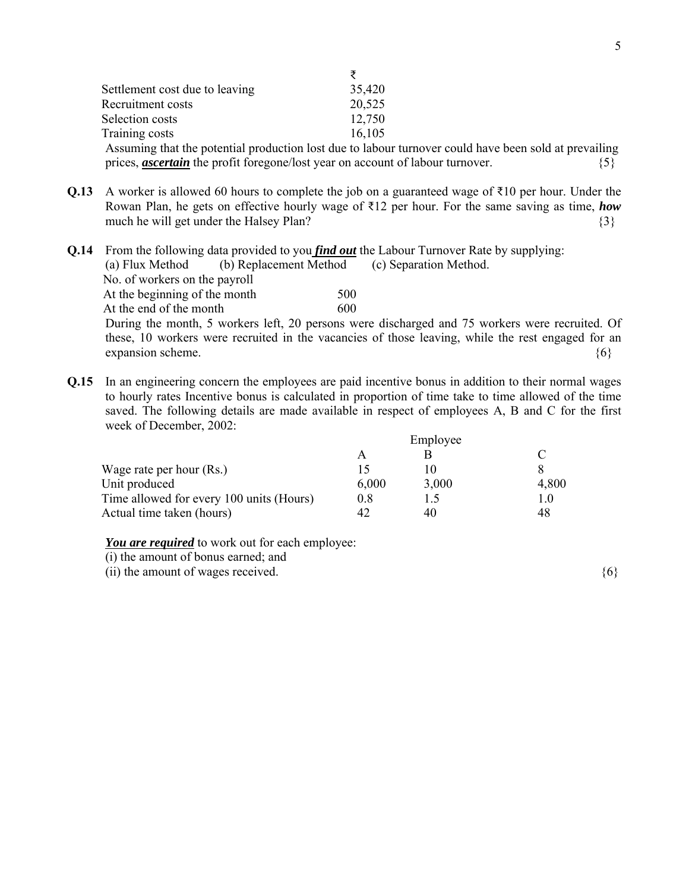| | ₹ |
|---|---|
| Settlement cost due to leaving | 35,420 |
| Recruitment costs | 20,525 |
| Selection costs | 12,750 |
| Training costs | 16,105 |

Assuming that the potential production lost due to labour turnover could have been sold at prevailing prices, ***ascertain*** the profit foregone/lost year on account of labour turnover. {5}

**Q.13** A worker is allowed 60 hours to complete the job on a guaranteed wage of ₹10 per hour. Under the Rowan Plan, he gets on effective hourly wage of ₹12 per hour. For the same saving as time, ***how*** much he will get under the Halsey Plan? {3}

**Q.14** From the following data provided to you ***find out*** the Labour Turnover Rate by supplying:
(a) Flux Method (b) Replacement Method (c) Separation Method.

No. of workers on the payroll

| | |
|---|---|
| At the beginning of the month | 500 |
| At the end of the month | 600 |

During the month, 5 workers left, 20 persons were discharged and 75 workers were recruited. Of these, 10 workers were recruited in the vacancies of those leaving, while the rest engaged for an expansion scheme. {6}

**Q.15** In an engineering concern the employees are paid incentive bonus in addition to their normal wages to hourly rates Incentive bonus is calculated in proportion of time take to time allowed of the time saved. The following details are made available in respect of employees A, B and C for the first week of December, 2002:

| | Employee | | |
|---|---|---|---|
| | A | B | C |
| Wage rate per hour (Rs.) | 15 | 10 | 8 |
| Unit produced | 6,000 | 3,000 | 4,800 |
| Time allowed for every 100 units (Hours) | 0.8 | 1.5 | 1.0 |
| Actual time taken (hours) | 42 | 40 | 48 |

***You are required*** to work out for each employee:
(i) the amount of bonus earned; and
(ii) the amount of wages received. {6}